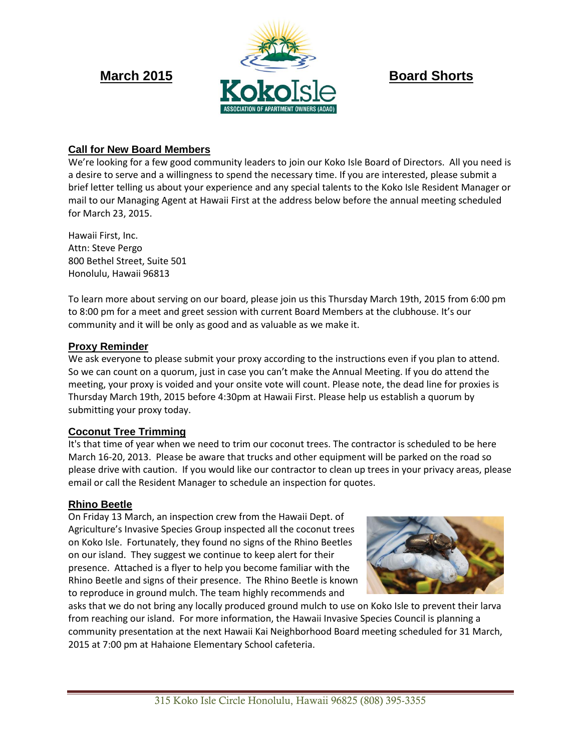**March 2015** | **Koko Isle** ASSOCIATION OF APARTMENT OWNERS (AOAO) | **Board Shorts**

## Call for New Board Members

We're looking for a few good community leaders to join our Koko Isle Board of Directors. All you need is a desire to serve and a willingness to spend the necessary time. If you are interested, please submit a brief letter telling us about your experience and any special talents to the Koko Isle Resident Manager or mail to our Managing Agent at Hawaii First at the address below before the annual meeting scheduled for March 23, 2015.

Hawaii First, Inc.
Attn: Steve Pergo
800 Bethel Street, Suite 501
Honolulu, Hawaii 96813

To learn more about serving on our board, please join us this Thursday March 19th, 2015 from 6:00 pm to 8:00 pm for a meet and greet session with current Board Members at the clubhouse. It's our community and it will be only as good and as valuable as we make it.

## Proxy Reminder

We ask everyone to please submit your proxy according to the instructions even if you plan to attend. So we can count on a quorum, just in case you can't make the Annual Meeting. If you do attend the meeting, your proxy is voided and your onsite vote will count. Please note, the dead line for proxies is Thursday March 19th, 2015 before 4:30pm at Hawaii First. Please help us establish a quorum by submitting your proxy today.

## Coconut Tree Trimming

It's that time of year when we need to trim our coconut trees. The contractor is scheduled to be here March 16-20, 2013. Please be aware that trucks and other equipment will be parked on the road so please drive with caution. If you would like our contractor to clean up trees in your privacy areas, please email or call the Resident Manager to schedule an inspection for quotes.

## Rhino Beetle

On Friday 13 March, an inspection crew from the Hawaii Dept. of Agriculture's Invasive Species Group inspected all the coconut trees on Koko Isle. Fortunately, they found no signs of the Rhino Beetles on our island. They suggest we continue to keep alert for their presence. Attached is a flyer to help you become familiar with the Rhino Beetle and signs of their presence. The Rhino Beetle is known to reproduce in ground mulch. The team highly recommends and asks that we do not bring any locally produced ground mulch to use on Koko Isle to prevent their larva from reaching our island. For more information, the Hawaii Invasive Species Council is planning a community presentation at the next Hawaii Kai Neighborhood Board meeting scheduled for 31 March, 2015 at 7:00 pm at Hahaione Elementary School cafeteria.

315 Koko Isle Circle Honolulu, Hawaii 96825 (808) 395-3355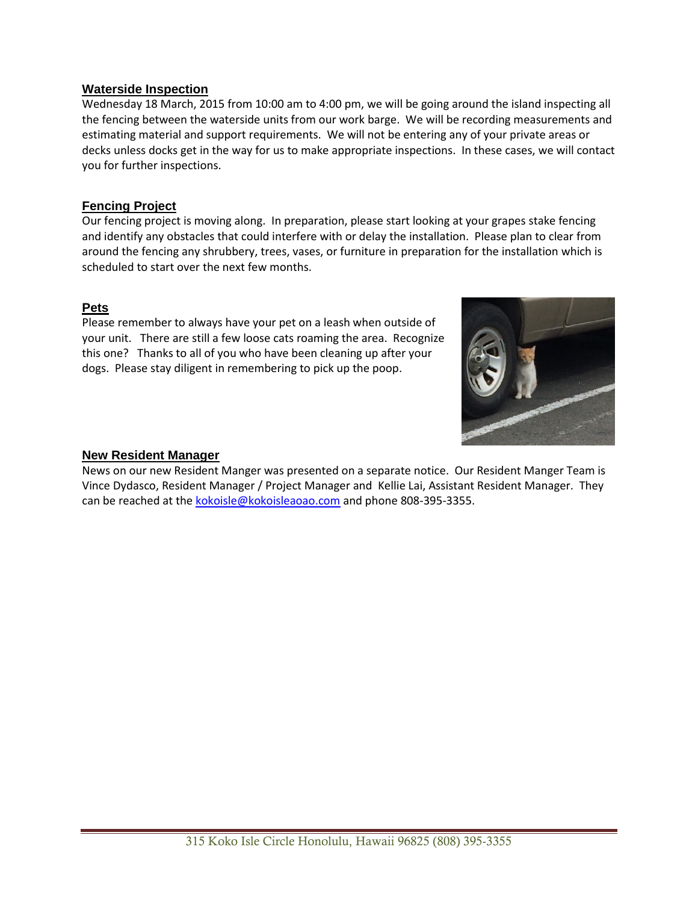## Waterside Inspection

Wednesday 18 March, 2015 from 10:00 am to 4:00 pm, we will be going around the island inspecting all the fencing between the waterside units from our work barge. We will be recording measurements and estimating material and support requirements. We will not be entering any of your private areas or decks unless docks get in the way for us to make appropriate inspections. In these cases, we will contact you for further inspections.

## Fencing Project

Our fencing project is moving along. In preparation, please start looking at your grapes stake fencing and identify any obstacles that could interfere with or delay the installation. Please plan to clear from around the fencing any shrubbery, trees, vases, or furniture in preparation for the installation which is scheduled to start over the next few months.

## Pets

Please remember to always have your pet on a leash when outside of your unit. There are still a few loose cats roaming the area. Recognize this one? Thanks to all of you who have been cleaning up after your dogs. Please stay diligent in remembering to pick up the poop.

## New Resident Manager

News on our new Resident Manger was presented on a separate notice. Our Resident Manger Team is Vince Dydasco, Resident Manager / Project Manager and Kellie Lai, Assistant Resident Manager. They can be reached at the kokoisle@kokoisleaoao.com and phone 808-395-3355.